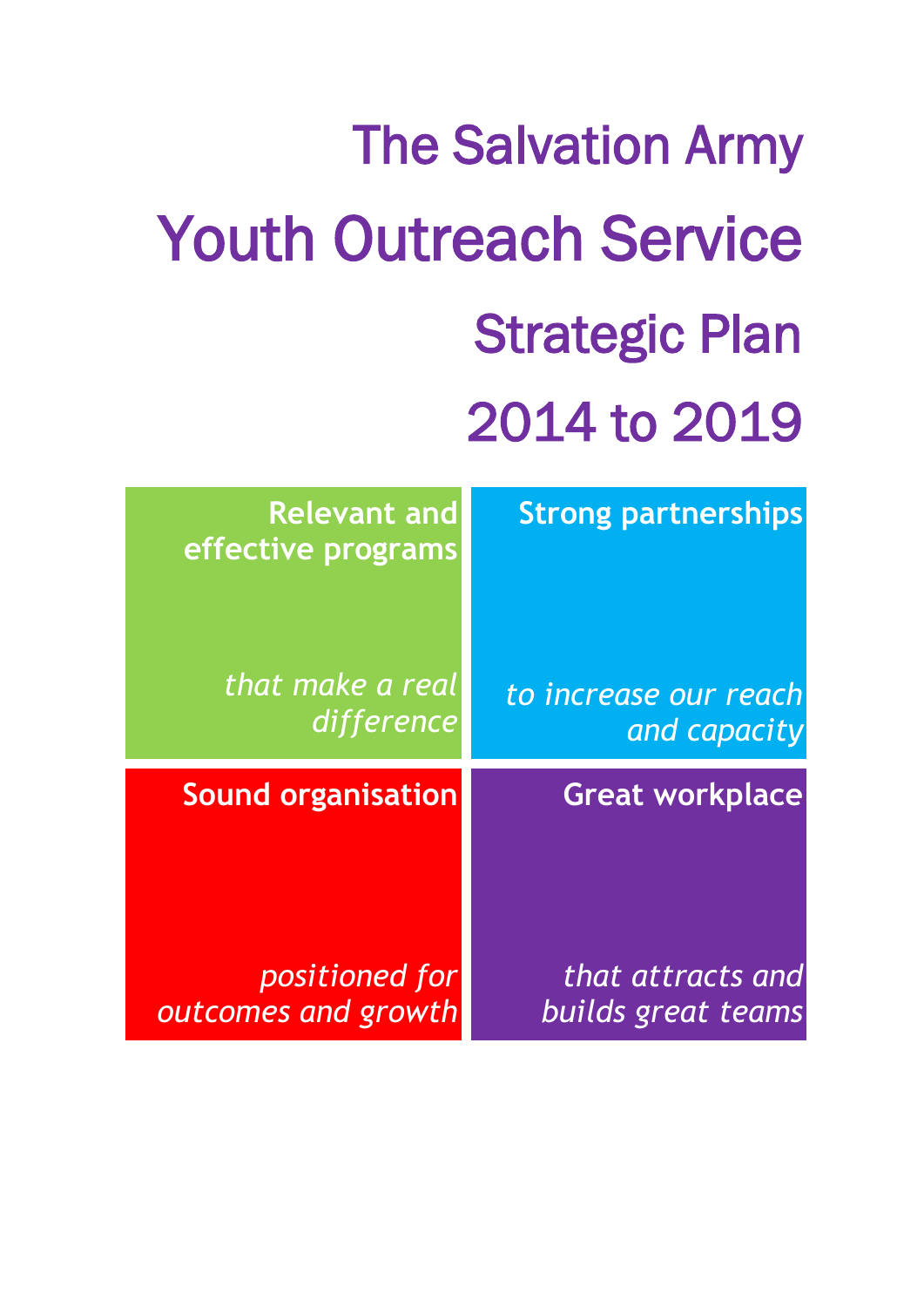# The Salvation Army

# Youth Outreach Service

## Strategic Plan

## 2014 to 2019

**Relevant and effective programs**

*that make a real difference*

**Strong partnerships**

*to increase our reach and capacity*

**Sound organisation**

*positioned for outcomes and growth*

**Great workplace**

*that attracts and builds great teams*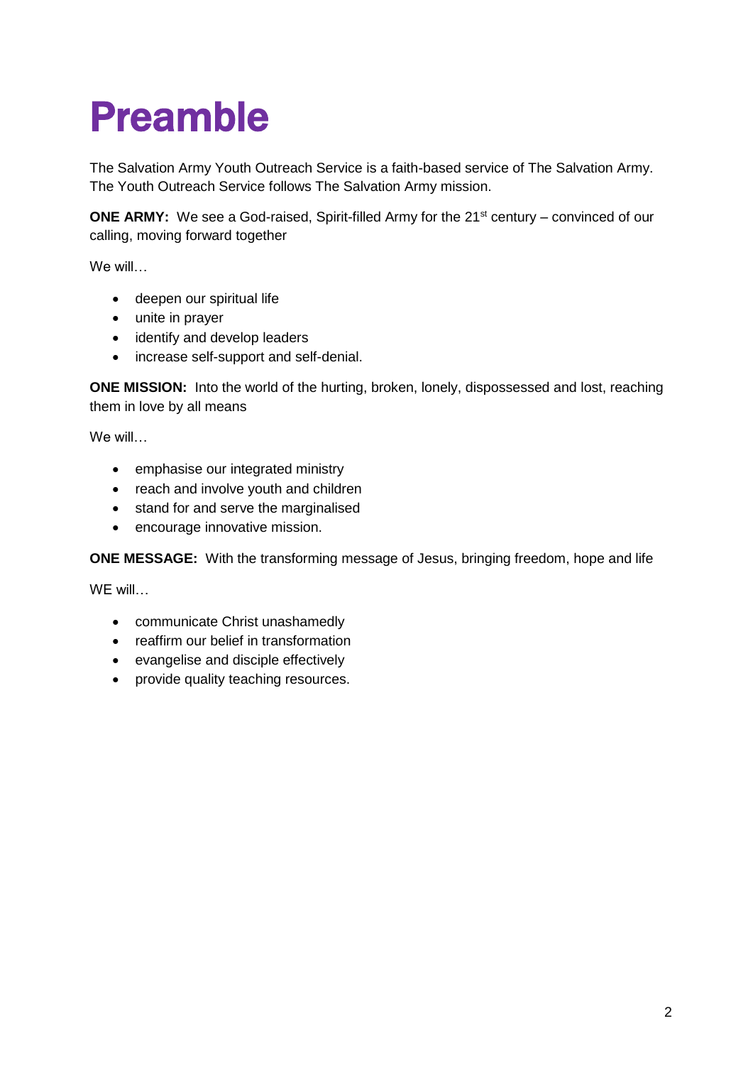# Preamble

The Salvation Army Youth Outreach Service is a faith-based service of The Salvation Army. The Youth Outreach Service follows The Salvation Army mission.

**ONE ARMY:** We see a God-raised, Spirit-filled Army for the 21st century – convinced of our calling, moving forward together

We will…

- deepen our spiritual life
- unite in prayer
- identify and develop leaders
- increase self-support and self-denial.

**ONE MISSION:** Into the world of the hurting, broken, lonely, dispossessed and lost, reaching them in love by all means

We will…

- emphasise our integrated ministry
- reach and involve youth and children
- stand for and serve the marginalised
- encourage innovative mission.

**ONE MESSAGE:** With the transforming message of Jesus, bringing freedom, hope and life

WE will…

- communicate Christ unashamedly
- reaffirm our belief in transformation
- evangelise and disciple effectively
- provide quality teaching resources.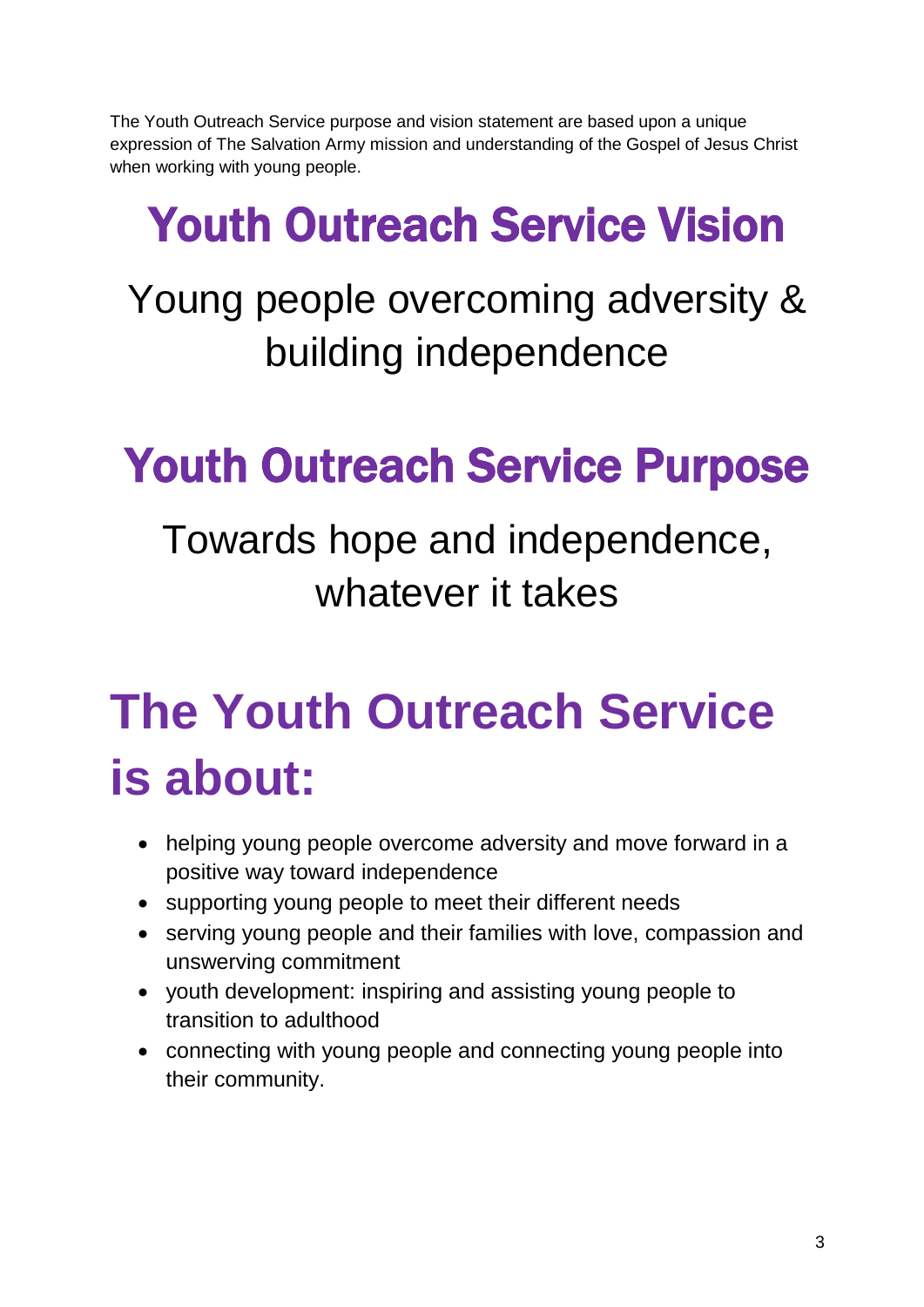The Youth Outreach Service purpose and vision statement are based upon a unique expression of The Salvation Army mission and understanding of the Gospel of Jesus Christ when working with young people.

# Youth Outreach Service Vision

Young people overcoming adversity & building independence

# Youth Outreach Service Purpose

Towards hope and independence, whatever it takes

# The Youth Outreach Service is about:

- helping young people overcome adversity and move forward in a positive way toward independence
- supporting young people to meet their different needs
- serving young people and their families with love, compassion and unswerving commitment
- youth development: inspiring and assisting young people to transition to adulthood
- connecting with young people and connecting young people into their community.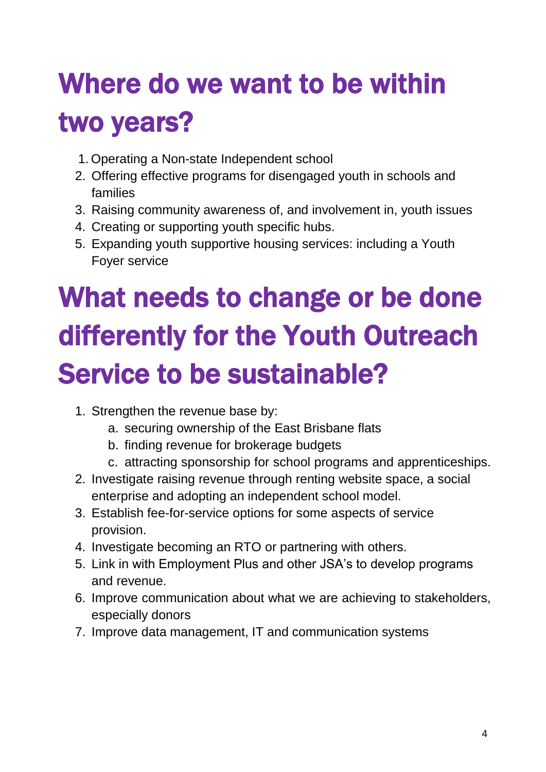# Where do we want to be within two years?

1. Operating a Non-state Independent school
2. Offering effective programs for disengaged youth in schools and families
3. Raising community awareness of, and involvement in, youth issues
4. Creating or supporting youth specific hubs.
5. Expanding youth supportive housing services: including a Youth Foyer service

# What needs to change or be done differently for the Youth Outreach Service to be sustainable?

1. Strengthen the revenue base by:
   a. securing ownership of the East Brisbane flats
   b. finding revenue for brokerage budgets
   c. attracting sponsorship for school programs and apprenticeships.
2. Investigate raising revenue through renting website space, a social enterprise and adopting an independent school model.
3. Establish fee-for-service options for some aspects of service provision.
4. Investigate becoming an RTO or partnering with others.
5. Link in with Employment Plus and other JSA's to develop programs and revenue.
6. Improve communication about what we are achieving to stakeholders, especially donors
7. Improve data management, IT and communication systems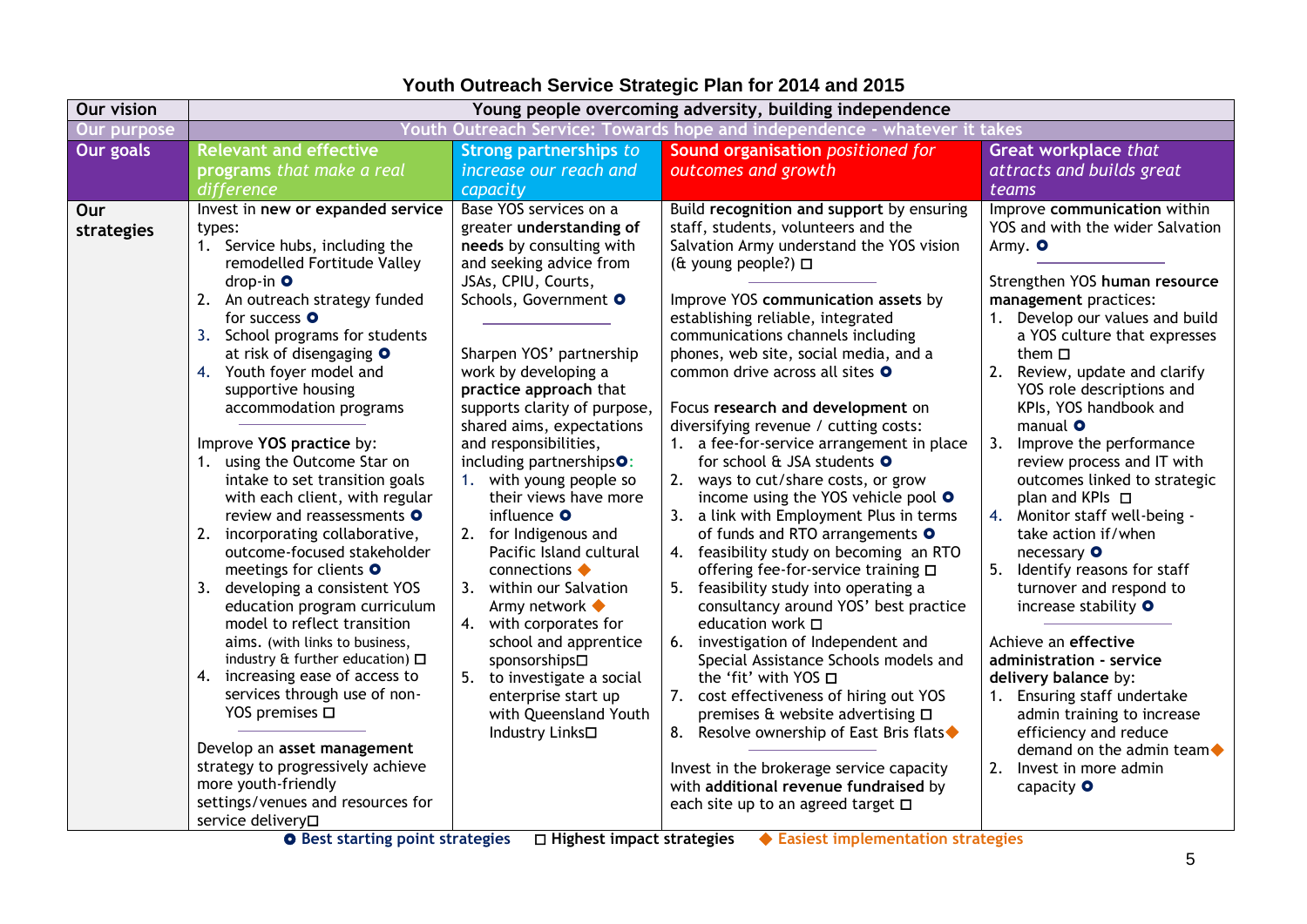# Youth Outreach Service Strategic Plan for 2014 and 2015

| Our vision | Young people overcoming adversity, building independence | | | |
|---|---|---|---|---|
| Our purpose | Youth Outreach Service: Towards hope and independence - whatever it takes | | | |
| Our goals | **Relevant and effective** *programs that make a real difference* | **Strong partnerships** *to increase our reach and capacity* | **Sound organisation** *positioned for outcomes and growth* | **Great workplace** *that attracts and builds great teams* |
| **Our strategies** | Invest in **new or expanded service** types:<br>1. Service hubs, including the remodelled Fortitude Valley drop-in ○<br>2. An outreach strategy funded for success ○<br>3. School programs for students at risk of disengaging ○<br>4. Youth foyer model and supportive housing accommodation programs<br><br>Improve **YOS practice** by:<br>1. using the Outcome Star on intake to set transition goals with each client, with regular review and reassessments ○<br>2. incorporating collaborative, outcome-focused stakeholder meetings for clients ○<br>3. developing a consistent YOS education program curriculum model to reflect transition aims. (with links to business, industry & further education) □<br>4. increasing ease of access to services through use of non-YOS premises □<br><br>Develop an **asset management** strategy to progressively achieve more youth-friendly settings/venues and resources for service delivery□ | Base YOS services on a greater **understanding of needs** by consulting with and seeking advice from JSAs, CPIU, Courts, Schools, Government ○<br><br>Sharpen YOS' partnership work by developing a **practice approach** that supports clarity of purpose, shared aims, expectations and responsibilities, including partnerships○:<br>1. with young people so their views have more influence ○<br>2. for Indigenous and Pacific Island cultural connections ◆<br>3. within our Salvation Army network ◆<br>4. with corporates for school and apprentice sponsorships□<br>5. to investigate a social enterprise start up with Queensland Youth Industry Links□ | Build **recognition and support** by ensuring staff, students, volunteers and the Salvation Army understand the YOS vision (& young people?) □<br><br>Improve YOS **communication assets** by establishing reliable, integrated communications channels including phones, web site, social media, and a common drive across all sites ○<br><br>Focus **research and development** on diversifying revenue / cutting costs:<br>1. a fee-for-service arrangement in place for school & JSA students ○<br>2. ways to cut/share costs, or grow income using the YOS vehicle pool ○<br>3. a link with Employment Plus in terms of funds and RTO arrangements ○<br>4. feasibility study on becoming an RTO offering fee-for-service training □<br>5. feasibility study into operating a consultancy around YOS' best practice education work □<br>6. investigation of Independent and Special Assistance Schools models and the 'fit' with YOS □<br>7. cost effectiveness of hiring out YOS premises & website advertising □<br>8. Resolve ownership of East Bris flats◆<br><br>Invest in the brokerage service capacity with **additional revenue fundraised** by each site up to an agreed target □ | Improve **communication** within YOS and with the wider Salvation Army. ○<br><br>Strengthen YOS **human resource management** practices:<br>1. Develop our values and build a YOS culture that expresses them □<br>2. Review, update and clarify YOS role descriptions and KPIs, YOS handbook and manual ○<br>3. Improve the performance review process and IT with outcomes linked to strategic plan and KPIs □<br>4. Monitor staff well-being - take action if/when necessary ○<br>5. Identify reasons for staff turnover and respond to increase stability ○<br><br>Achieve an **effective administration - service delivery balance** by:<br>1. Ensuring staff undertake admin training to increase efficiency and reduce demand on the admin team◆<br>2. Invest in more admin capacity ○ |

○ Best starting point strategies  □ Highest impact strategies  ◆ Easiest implementation strategies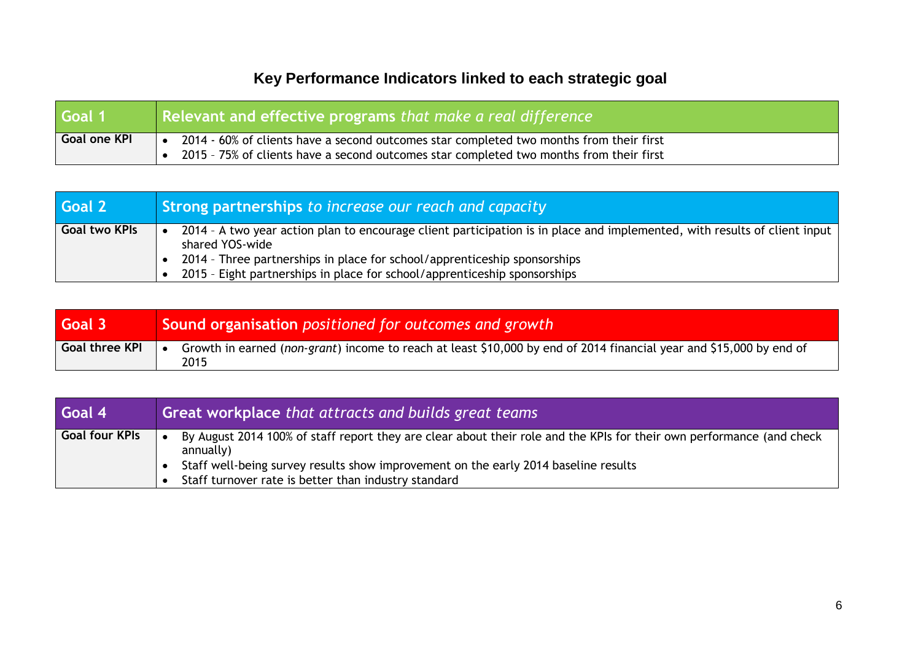# Key Performance Indicators linked to each strategic goal

| Goal 1 | **Relevant and effective programs** *that make a real difference* |
| --- | --- |
| **Goal one KPI** | • 2014 - 60% of clients have a second outcomes star completed two months from their first<br>• 2015 – 75% of clients have a second outcomes star completed two months from their first |

| Goal 2 | **Strong partnerships** *to increase our reach and capacity* |
| --- | --- |
| **Goal two KPIs** | • 2014 – A two year action plan to encourage client participation is in place and implemented, with results of client input shared YOS-wide<br>• 2014 – Three partnerships in place for school/apprenticeship sponsorships<br>• 2015 – Eight partnerships in place for school/apprenticeship sponsorships |

| Goal 3 | **Sound organisation** *positioned for outcomes and growth* |
| --- | --- |
| **Goal three KPI** | • Growth in earned (*non-grant*) income to reach at least $10,000 by end of 2014 financial year and $15,000 by end of 2015 |

| Goal 4 | **Great workplace** *that attracts and builds great teams* |
| --- | --- |
| **Goal four KPIs** | • By August 2014 100% of staff report they are clear about their role and the KPIs for their own performance (and check annually)<br>• Staff well-being survey results show improvement on the early 2014 baseline results<br>• Staff turnover rate is better than industry standard |